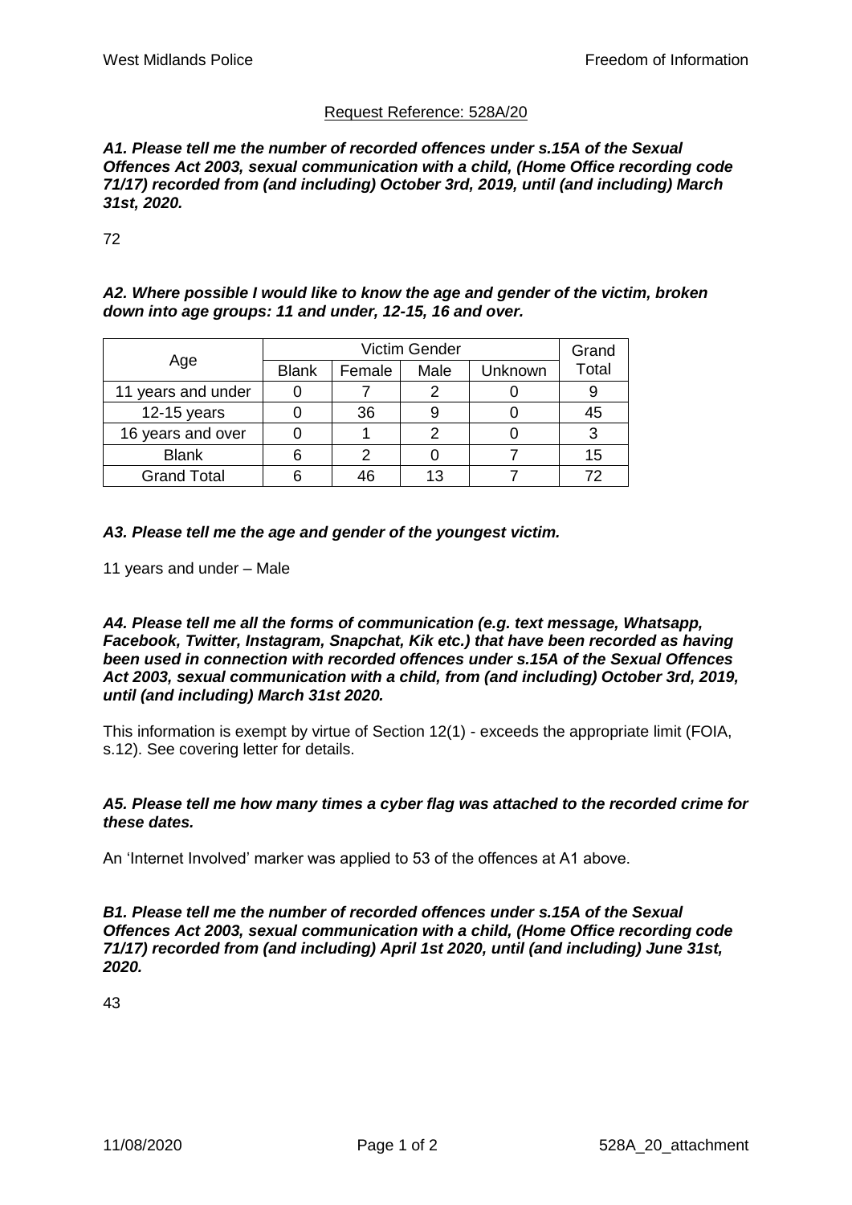Request Reference: 528A/20

***A1. Please tell me the number of recorded offences under s.15A of the Sexual Offences Act 2003, sexual communication with a child, (Home Office recording code 71/17) recorded from (and including) October 3rd, 2019, until (and including) March 31st, 2020.***

72

***A2. Where possible I would like to know the age and gender of the victim, broken down into age groups: 11 and under, 12-15, 16 and over.***

| Age | Victim Gender | | | | Grand Total |
|---|---|---|---|---|---|
| | Blank | Female | Male | Unknown | |
| 11 years and under | 0 | 7 | 2 | 0 | 9 |
| 12-15 years | 0 | 36 | 9 | 0 | 45 |
| 16 years and over | 0 | 1 | 2 | 0 | 3 |
| Blank | 6 | 2 | 0 | 7 | 15 |
| Grand Total | 6 | 46 | 13 | 7 | 72 |

***A3. Please tell me the age and gender of the youngest victim.***

11 years and under – Male

***A4. Please tell me all the forms of communication (e.g. text message, Whatsapp, Facebook, Twitter, Instagram, Snapchat, Kik etc.) that have been recorded as having been used in connection with recorded offences under s.15A of the Sexual Offences Act 2003, sexual communication with a child, from (and including) October 3rd, 2019, until (and including) March 31st 2020.***

This information is exempt by virtue of Section 12(1) - exceeds the appropriate limit (FOIA, s.12). See covering letter for details.

***A5. Please tell me how many times a cyber flag was attached to the recorded crime for these dates.***

An 'Internet Involved' marker was applied to 53 of the offences at A1 above.

***B1. Please tell me the number of recorded offences under s.15A of the Sexual Offences Act 2003, sexual communication with a child, (Home Office recording code 71/17) recorded from (and including) April 1st 2020, until (and including) June 31st, 2020.***

43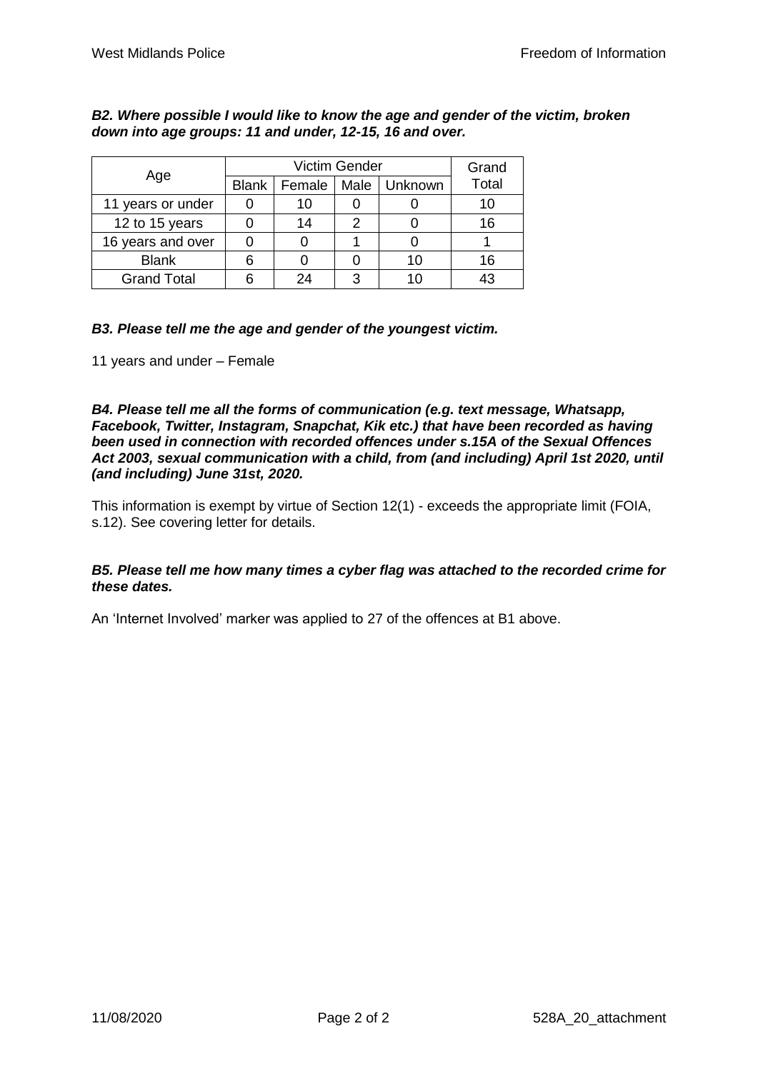***B2. Where possible I would like to know the age and gender of the victim, broken down into age groups: 11 and under, 12-15, 16 and over.***

| Age | Victim Gender | | | | Grand Total |
|---|---|---|---|---|---|
| | Blank | Female | Male | Unknown | |
| 11 years or under | 0 | 10 | 0 | 0 | 10 |
| 12 to 15 years | 0 | 14 | 2 | 0 | 16 |
| 16 years and over | 0 | 0 | 1 | 0 | 1 |
| Blank | 6 | 0 | 0 | 10 | 16 |
| Grand Total | 6 | 24 | 3 | 10 | 43 |

***B3. Please tell me the age and gender of the youngest victim.***

11 years and under – Female

***B4. Please tell me all the forms of communication (e.g. text message, Whatsapp, Facebook, Twitter, Instagram, Snapchat, Kik etc.) that have been recorded as having been used in connection with recorded offences under s.15A of the Sexual Offences Act 2003, sexual communication with a child, from (and including) April 1st 2020, until (and including) June 31st, 2020.***

This information is exempt by virtue of Section 12(1) - exceeds the appropriate limit (FOIA, s.12). See covering letter for details.

***B5. Please tell me how many times a cyber flag was attached to the recorded crime for these dates.***

An 'Internet Involved' marker was applied to 27 of the offences at B1 above.